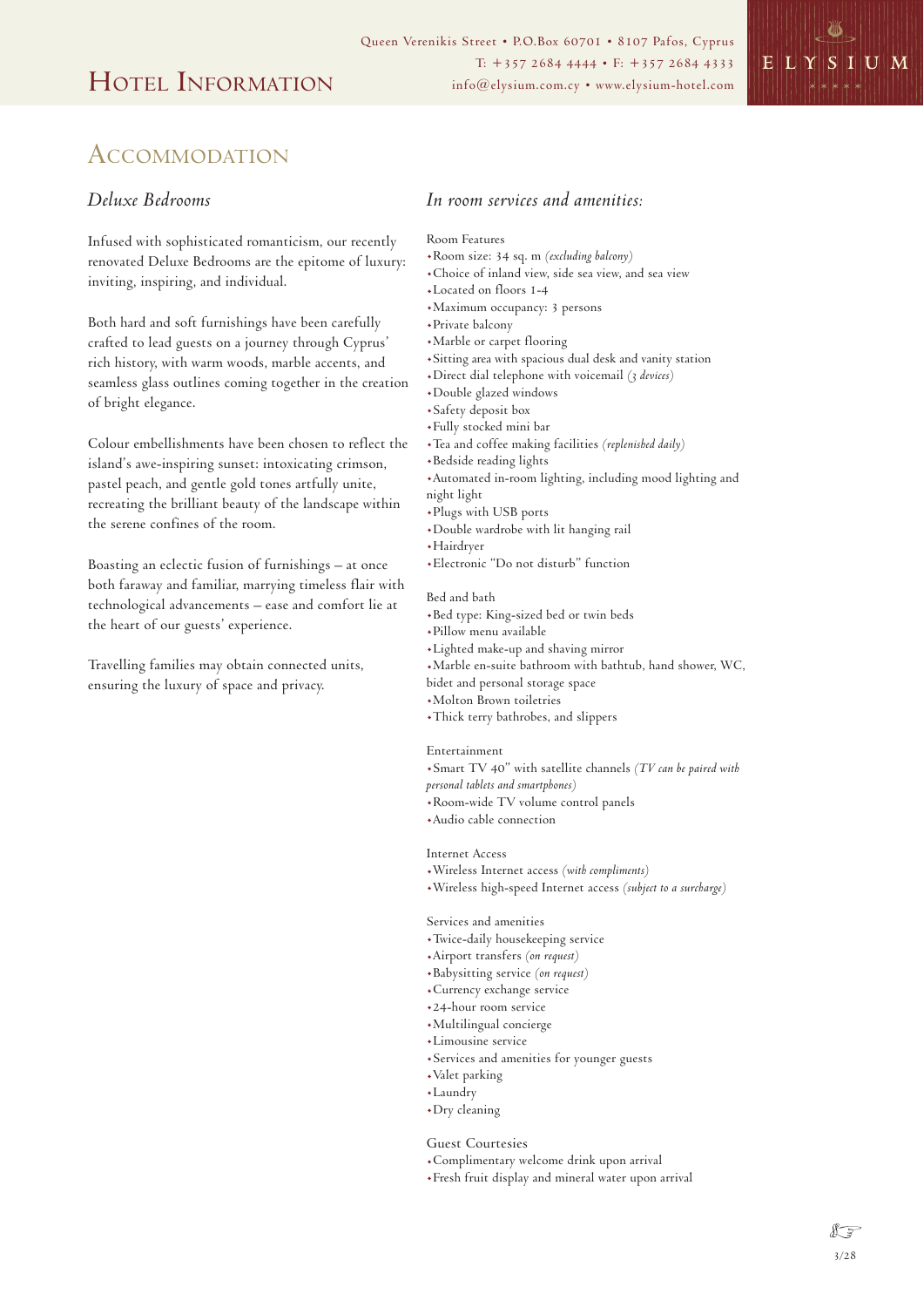# Hotel Information

Queen Verenikis Street • P.O.Box 60701 • 8107 Pafos, Cyprus
T: +357 2684 4444 • F: +357 2684 4333
info@elysium.com.cy • www.elysium-hotel.com

## Accommodation

### *Deluxe Bedrooms*

Infused with sophisticated romanticism, our recently renovated Deluxe Bedrooms are the epitome of luxury: inviting, inspiring, and individual.

Both hard and soft furnishings have been carefully crafted to lead guests on a journey through Cyprus' rich history, with warm woods, marble accents, and seamless glass outlines coming together in the creation of bright elegance.

Colour embellishments have been chosen to reflect the island's awe-inspiring sunset: intoxicating crimson, pastel peach, and gentle gold tones artfully unite, recreating the brilliant beauty of the landscape within the serene confines of the room.

Boasting an eclectic fusion of furnishings – at once both faraway and familiar, marrying timeless flair with technological advancements – ease and comfort lie at the heart of our guests' experience.

Travelling families may obtain connected units, ensuring the luxury of space and privacy.

### *In room services and amenities:*

Room Features

- Room size: 34 sq. m *(excluding balcony)*
- Choice of inland view, side sea view, and sea view
- Located on floors 1-4
- Maximum occupancy: 3 persons
- Private balcony
- Marble or carpet flooring
- Sitting area with spacious dual desk and vanity station
- Direct dial telephone with voicemail *(3 devices)*
- Double glazed windows
- Safety deposit box
- Fully stocked mini bar
- Tea and coffee making facilities *(replenished daily)*
- Bedside reading lights
- Automated in-room lighting, including mood lighting and night light
- Plugs with USB ports
- Double wardrobe with lit hanging rail
- Hairdryer
- Electronic "Do not disturb" function

Bed and bath

- Bed type: King-sized bed or twin beds
- Pillow menu available
- Lighted make-up and shaving mirror
- Marble en-suite bathroom with bathtub, hand shower, WC, bidet and personal storage space
- Molton Brown toiletries
- Thick terry bathrobes, and slippers

Entertainment

- Smart TV 40" with satellite channels *(TV can be paired with personal tablets and smartphones)*
- Room-wide TV volume control panels
- Audio cable connection

Internet Access

- Wireless Internet access *(with compliments)*
- Wireless high-speed Internet access *(subject to a surcharge)*

Services and amenities

- Twice-daily housekeeping service
- Airport transfers *(on request)*
- Babysitting service *(on request)*
- Currency exchange service
- 24-hour room service
- Multilingual concierge
- Limousine service
- Services and amenities for younger guests
- Valet parking
- Laundry
- Dry cleaning

Guest Courtesies

- Complimentary welcome drink upon arrival
- Fresh fruit display and mineral water upon arrival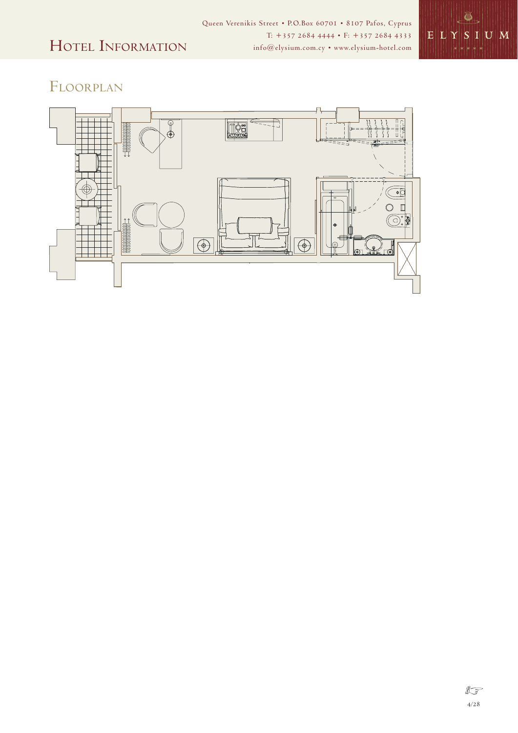# Hotel Information

Queen Verenikis Street • P.O.Box 60701 • 8107 Pafos, Cyprus
T: +357 2684 4444 • F: +357 2684 4333
info@elysium.com.cy • www.elysium-hotel.com

## Floorplan